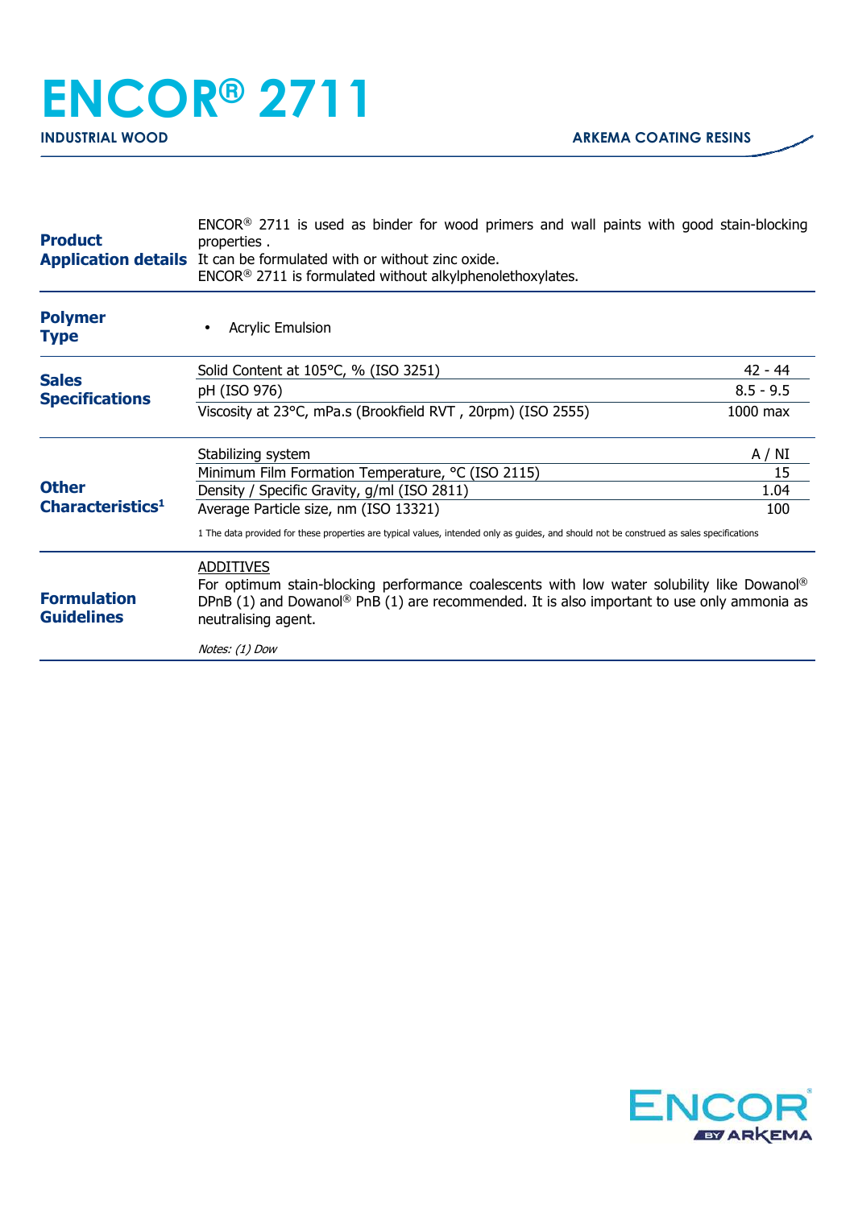# ENCOR® 2711

**INDUSTRIAL WOOD** — **ARKEMA COATING RESINS**

| | |
|---|---|
| **Product Application details** | ENCOR® 2711 is used as binder for wood primers and wall paints with good stain-blocking properties . It can be formulated with or without zinc oxide. ENCOR® 2711 is formulated without alkylphenolethoxylates. |
| **Polymer Type** | • Acrylic Emulsion |

**Sales Specifications**

| Property | Value |
|---|---|
| Solid Content at 105°C, % (ISO 3251) | 42 - 44 |
| pH (ISO 976) | 8.5 - 9.5 |
| Viscosity at 23°C, mPa.s (Brookfield RVT , 20rpm) (ISO 2555) | 1000 max |

**Other Characteristics[1]**

| Property | Value |
|---|---|
| Stabilizing system | A / NI |
| Minimum Film Formation Temperature, °C (ISO 2115) | 15 |
| Density / Specific Gravity, g/ml (ISO 2811) | 1.04 |
| Average Particle size, nm (ISO 13321) | 100 |

1 The data provided for these properties are typical values, intended only as guides, and should not be construed as sales specifications

**Formulation Guidelines**

ADDITIVES

For optimum stain-blocking performance coalescents with low water solubility like Dowanol® DPnB (1) and Dowanol® PnB (1) are recommended. It is also important to use only ammonia as neutralising agent.

*Notes: (1) Dow*

ENCOR® BY ARKEMA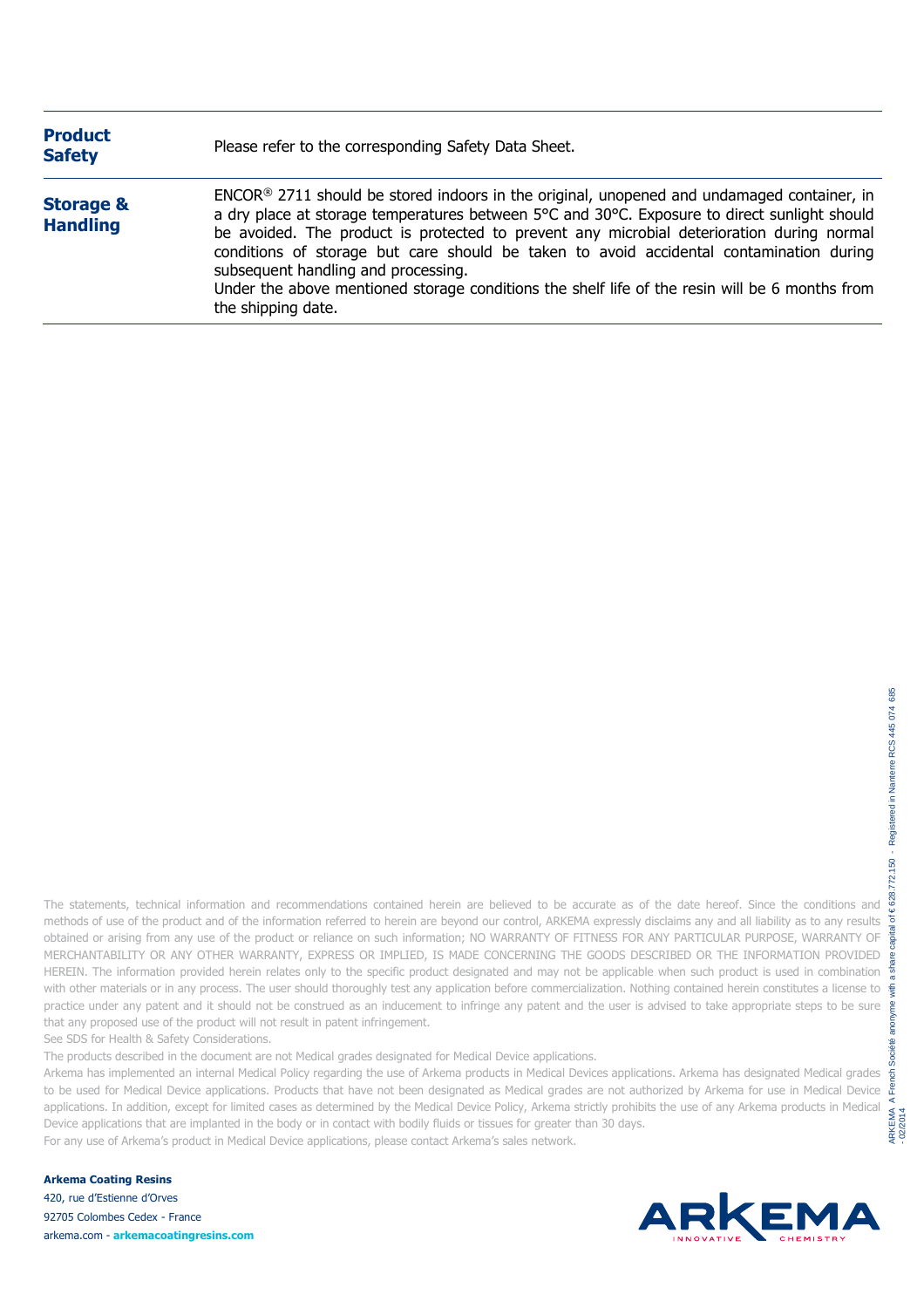| | |
|---|---|
| **Product Safety** | Please refer to the corresponding Safety Data Sheet. |
| **Storage & Handling** | ENCOR® 2711 should be stored indoors in the original, unopened and undamaged container, in a dry place at storage temperatures between 5°C and 30°C. Exposure to direct sunlight should be avoided. The product is protected to prevent any microbial deterioration during normal conditions of storage but care should be taken to avoid accidental contamination during subsequent handling and processing.<br>Under the above mentioned storage conditions the shelf life of the resin will be 6 months from the shipping date. |

The statements, technical information and recommendations contained herein are believed to be accurate as of the date hereof. Since the conditions and methods of use of the product and of the information referred to herein are beyond our control, ARKEMA expressly disclaims any and all liability as to any results obtained or arising from any use of the product or reliance on such information; NO WARRANTY OF FITNESS FOR ANY PARTICULAR PURPOSE, WARRANTY OF MERCHANTABILITY OR ANY OTHER WARRANTY, EXPRESS OR IMPLIED, IS MADE CONCERNING THE GOODS DESCRIBED OR THE INFORMATION PROVIDED HEREIN. The information provided herein relates only to the specific product designated and may not be applicable when such product is used in combination with other materials or in any process. The user should thoroughly test any application before commercialization. Nothing contained herein constitutes a license to practice under any patent and it should not be construed as an inducement to infringe any patent and the user is advised to take appropriate steps to be sure that any proposed use of the product will not result in patent infringement.

See SDS for Health & Safety Considerations.

The products described in the document are not Medical grades designated for Medical Device applications.

Arkema has implemented an internal Medical Policy regarding the use of Arkema products in Medical Devices applications. Arkema has designated Medical grades to be used for Medical Device applications. Products that have not been designated as Medical grades are not authorized by Arkema for use in Medical Device applications. In addition, except for limited cases as determined by the Medical Device Policy, Arkema strictly prohibits the use of any Arkema products in Medical Device applications that are implanted in the body or in contact with bodily fluids or tissues for greater than 30 days.

For any use of Arkema's product in Medical Device applications, please contact Arkema's sales network.

**Arkema Coating Resins**
420, rue d'Estienne d'Orves
92705 Colombes Cedex - France
arkema.com - **arkemacoatingresins.com**

ARKEMA A French Société anonyme with a share capital of € 628.772.150 - Registered in Nanterre RCS 445 074 685 - 02/2014